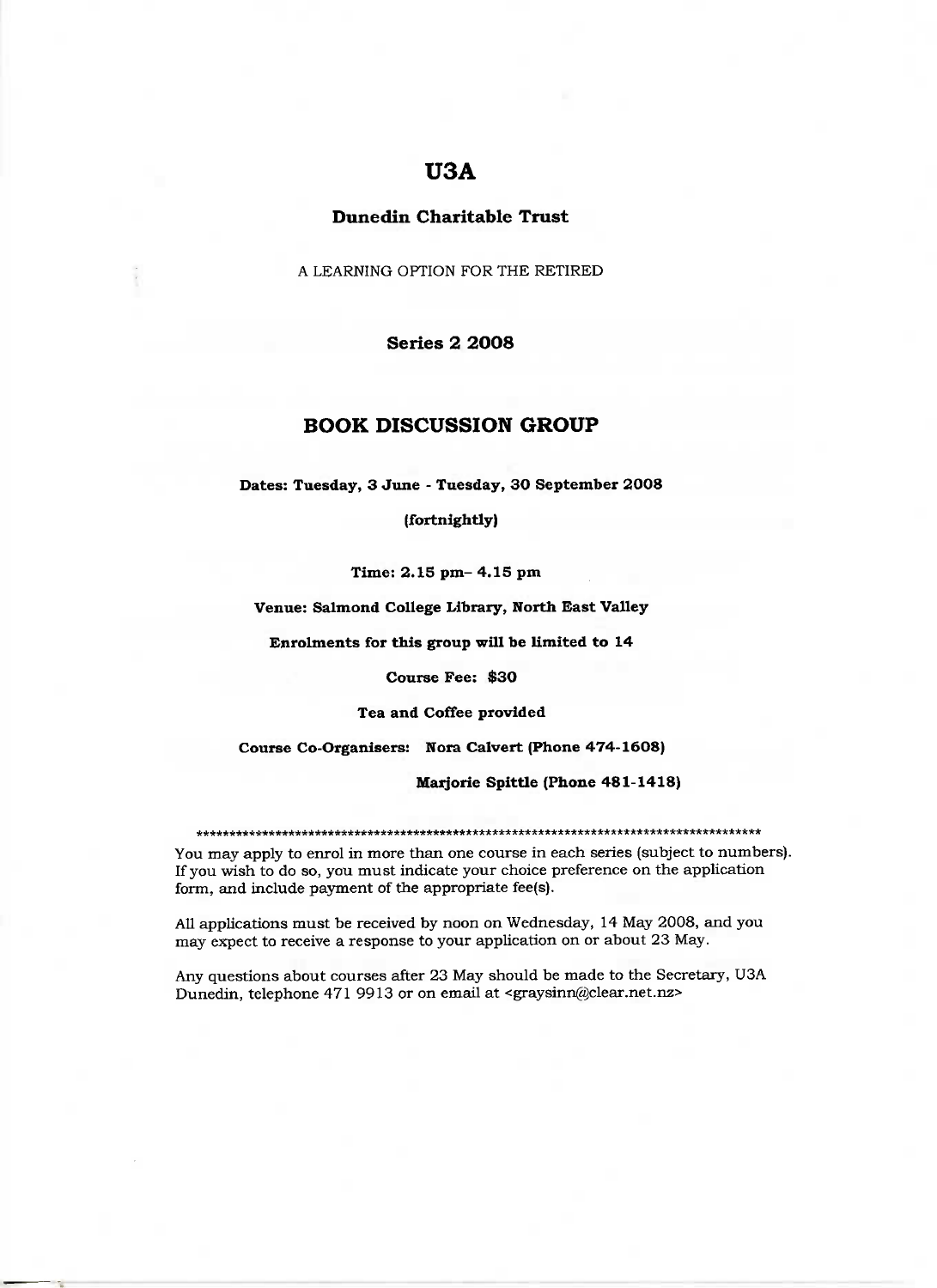# U3A

## Dunedin Charitable Trust

A LEARNING OPTION FOR THE RETIRED

**Series 2 2008**

## BOOK DISCUSSION GROUP

**Dates: Tuesday, 3 June - Tuesday, 30 September 2008**

**(fortnightly)**

**Time: 2.15 pm– 4.15 pm**

**Venue: Salmond College Library, North East Valley**

**Enrolments for this group will be limited to 14**

**Course Fee: $30**

**Tea and Coffee provided**

**Course Co-Organisers: Nora Calvert (Phone 474-1608)**

**Marjorie Spittle (Phone 481-1418)**

*******************************************************************************************

You may apply to enrol in more than one course in each series (subject to numbers). If you wish to do so, you must indicate your choice preference on the application form, and include payment of the appropriate fee(s).

All applications must be received by noon on Wednesday, 14 May 2008, and you may expect to receive a response to your application on or about 23 May.

Any questions about courses after 23 May should be made to the Secretary, U3A Dunedin, telephone 471 9913 or on email at <graysinn@clear.net.nz>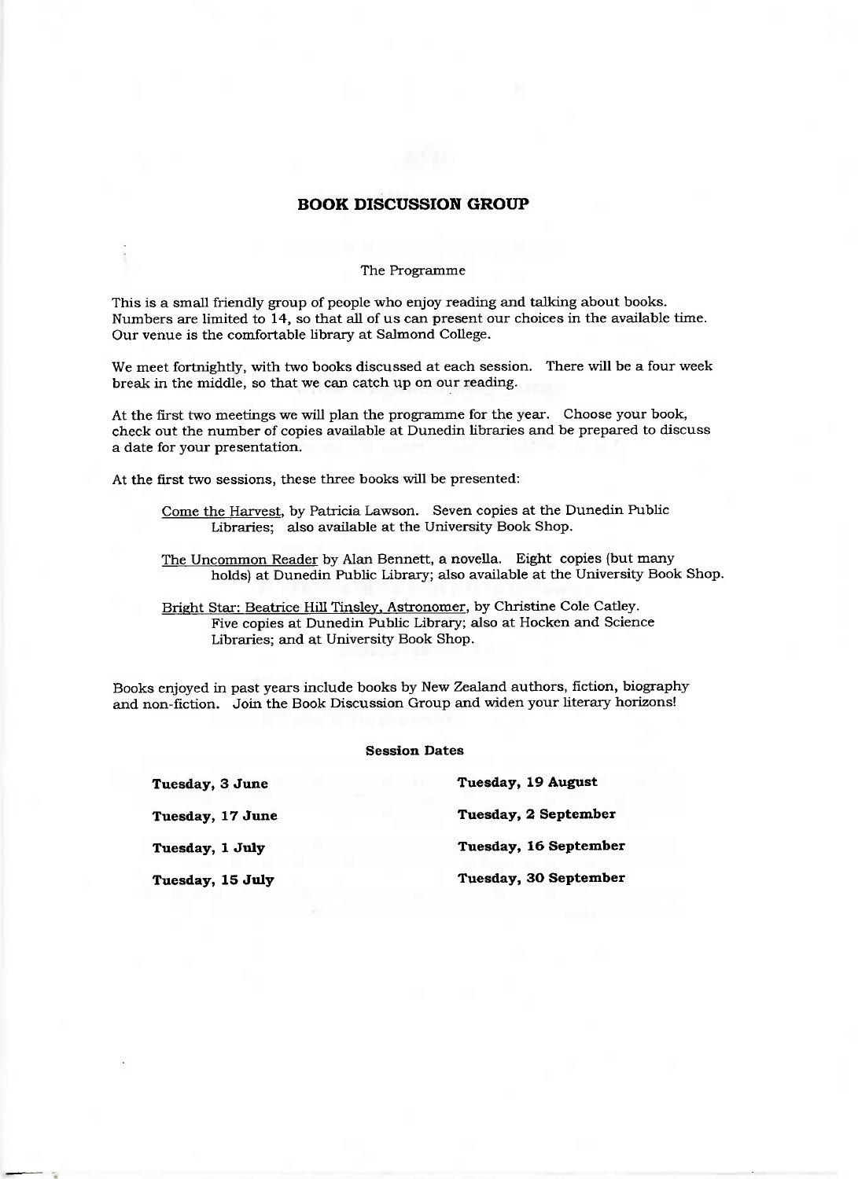## BOOK DISCUSSION GROUP

The Programme

This is a small friendly group of people who enjoy reading and talking about books. Numbers are limited to 14, so that all of us can present our choices in the available time. Our venue is the comfortable library at Salmond College.

We meet fortnightly, with two books discussed at each session. There will be a four week break in the middle, so that we can catch up on our reading.

At the first two meetings we will plan the programme for the year. Choose your book, check out the number of copies available at Dunedin libraries and be prepared to discuss a date for your presentation.

At the first two sessions, these three books will be presented:

Come the Harvest, by Patricia Lawson. Seven copies at the Dunedin Public Libraries; also available at the University Book Shop.

The Uncommon Reader by Alan Bennett, a novella. Eight copies (but many holds) at Dunedin Public Library; also available at the University Book Shop.

Bright Star: Beatrice Hill Tinsley, Astronomer, by Christine Cole Catley. Five copies at Dunedin Public Library; also at Hocken and Science Libraries; and at University Book Shop.

Books enjoyed in past years include books by New Zealand authors, fiction, biography and non-fiction. Join the Book Discussion Group and widen your literary horizons!

**Session Dates**

| | |
|---|---|
| **Tuesday, 3 June** | **Tuesday, 19 August** |
| **Tuesday, 17 June** | **Tuesday, 2 September** |
| **Tuesday, 1 July** | **Tuesday, 16 September** |
| **Tuesday, 15 July** | **Tuesday, 30 September** |